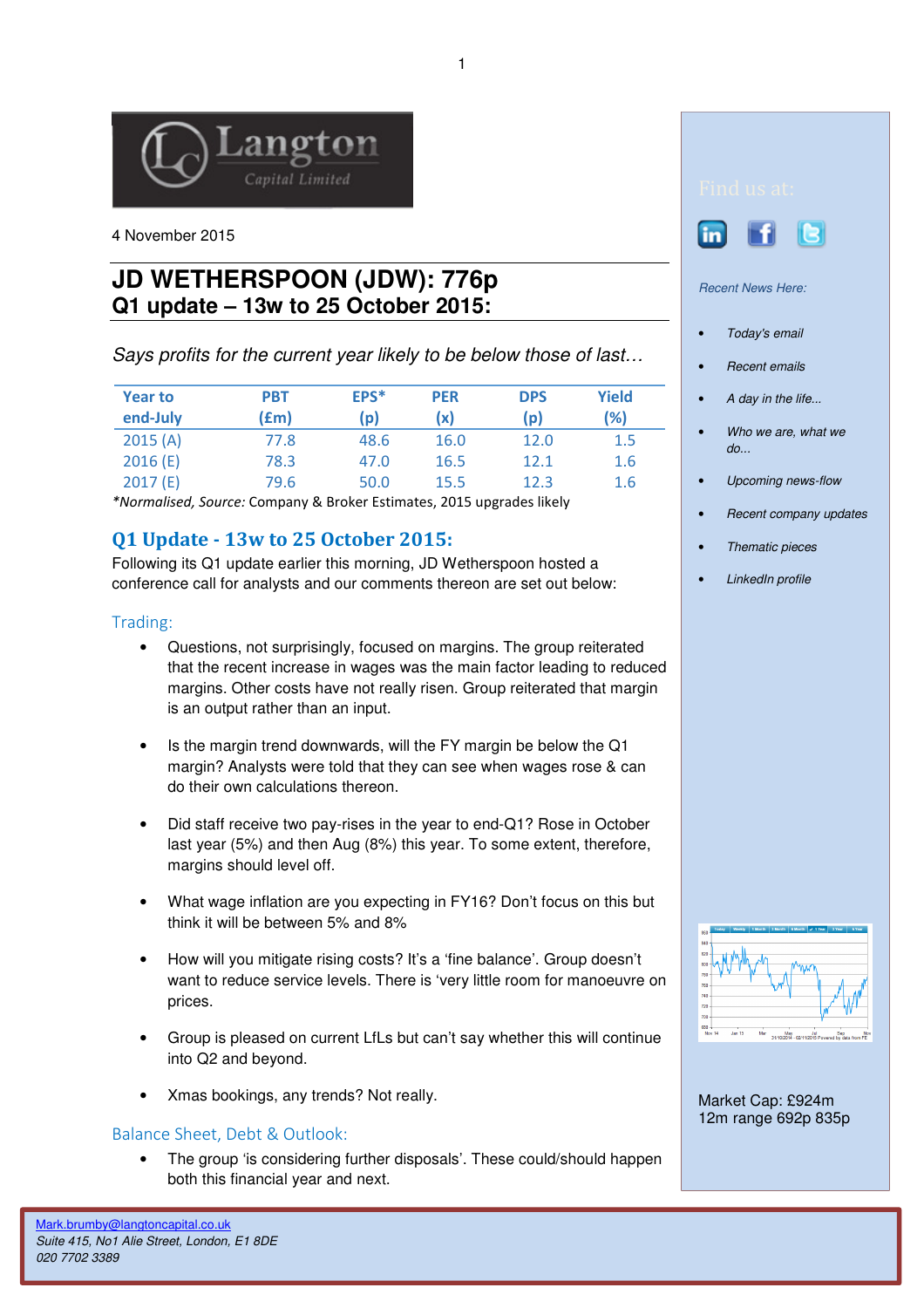Langton Capital Limited

4 November 2015

# JD WETHERSPOON (JDW): 776p

## Q1 update – 13w to 25 October 2015:

*Says profits for the current year likely to be below those of last…*

| Year to end-July | PBT (£m) | EPS* (p) | PER (x) | DPS (p) | Yield (%) |
|---|---|---|---|---|---|
| 2015 (A) | 77.8 | 48.6 | 16.0 | 12.0 | 1.5 |
| 2016 (E) | 78.3 | 47.0 | 16.5 | 12.1 | 1.6 |
| 2017 (E) | 79.6 | 50.0 | 15.5 | 12.3 | 1.6 |

*Normalised, Source: Company & Broker Estimates, 2015 upgrades likely

## Q1 Update - 13w to 25 October 2015:

Following its Q1 update earlier this morning, JD Wetherspoon hosted a conference call for analysts and our comments thereon are set out below:

### Trading:

- Questions, not surprisingly, focused on margins. The group reiterated that the recent increase in wages was the main factor leading to reduced margins. Other costs have not really risen. Group reiterated that margin is an output rather than an input.

- Is the margin trend downwards, will the FY margin be below the Q1 margin? Analysts were told that they can see when wages rose & can do their own calculations thereon.

- Did staff receive two pay-rises in the year to end-Q1? Rose in October last year (5%) and then Aug (8%) this year. To some extent, therefore, margins should level off.

- What wage inflation are you expecting in FY16? Don't focus on this but think it will be between 5% and 8%

- How will you mitigate rising costs? It's a 'fine balance'. Group doesn't want to reduce service levels. There is 'very little room for manoeuvre on prices.

- Group is pleased on current LfLs but can't say whether this will continue into Q2 and beyond.

- Xmas bookings, any trends? Not really.

### Balance Sheet, Debt & Outlook:

- The group 'is considering further disposals'. These could/should happen both this financial year and next.

Find us at:

*Recent News Here:*

- *Today's email*
- *Recent emails*
- *A day in the life...*
- *Who we are, what we do...*
- *Upcoming news-flow*
- *Recent company updates*
- *Thematic pieces*
- *LinkedIn profile*

Market Cap: £924m
12m range 692p 835p

Mark.brumby@langtoncapital.co.uk
*Suite 415, No1 Alie Street, London, E1 8DE*
*020 7702 3389*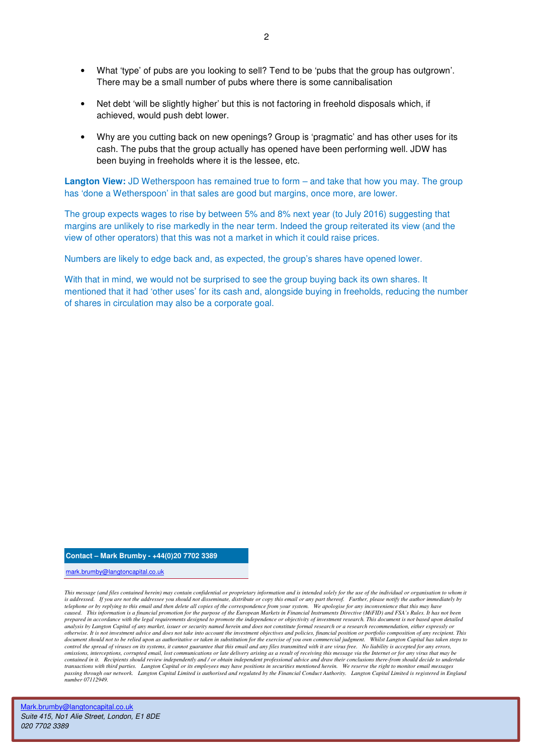- What 'type' of pubs are you looking to sell? Tend to be 'pubs that the group has outgrown'. There may be a small number of pubs where there is some cannibalisation

- Net debt 'will be slightly higher' but this is not factoring in freehold disposals which, if achieved, would push debt lower.

- Why are you cutting back on new openings? Group is 'pragmatic' and has other uses for its cash. The pubs that the group actually has opened have been performing well. JDW has been buying in freeholds where it is the lessee, etc.

**Langton View:** JD Wetherspoon has remained true to form – and take that how you may. The group has 'done a Wetherspoon' in that sales are good but margins, once more, are lower.

The group expects wages to rise by between 5% and 8% next year (to July 2016) suggesting that margins are unlikely to rise markedly in the near term. Indeed the group reiterated its view (and the view of other operators) that this was not a market in which it could raise prices.

Numbers are likely to edge back and, as expected, the group's shares have opened lower.

With that in mind, we would not be surprised to see the group buying back its own shares. It mentioned that it had 'other uses' for its cash and, alongside buying in freeholds, reducing the number of shares in circulation may also be a corporate goal.

**Contact – Mark Brumby - +44(0)20 7702 3389**

mark.brumby@langtoncapital.co.uk

*This message (and files contained herein) may contain confidential or proprietary information and is intended solely for the use of the individual or organisation to whom it is addressed. If you are not the addressee you should not disseminate, distribute or copy this email or any part thereof. Further, please notify the author immediately by telephone or by replying to this email and then delete all copies of the correspondence from your system. We apologise for any inconvenience that this may have caused. This information is a financial promotion for the purpose of the European Markets in Financial Instruments Directive (MiFID) and FSA's Rules. It has not been prepared in accordance with the legal requirements designed to promote the independence or objectivity of investment research. This document is not based upon detailed analysis by Langton Capital of any market, issuer or security named herein and does not constitute formal research or a research recommendation, either expressly or otherwise. It is not investment advice and does not take into account the investment objectives and policies, financial position or portfolio composition of any recipient. This document should not to be relied upon as authoritative or taken in substitution for the exercise of you own commercial judgment. Whilst Langton Capital has taken steps to control the spread of viruses on its systems, it cannot guarantee that this email and any files transmitted with it are virus free. No liability is accepted for any errors, omissions, interceptions, corrupted email, lost communications or late delivery arising as a result of receiving this message via the Internet or for any virus that may be contained in it. Recipients should review independently and / or obtain independent professional advice and draw their conclusions there-from should decide to undertake transactions with third parties. Langton Capital or its employees may have positions in securities mentioned herein. We reserve the right to monitor email messages passing through our network. Langton Capital Limited is authorised and regulated by the Financial Conduct Authority. Langton Capital Limited is registered in England number 07112949.*

Mark.brumby@langtoncapital.co.uk
*Suite 415, No1 Alie Street, London, E1 8DE*
*020 7702 3389*